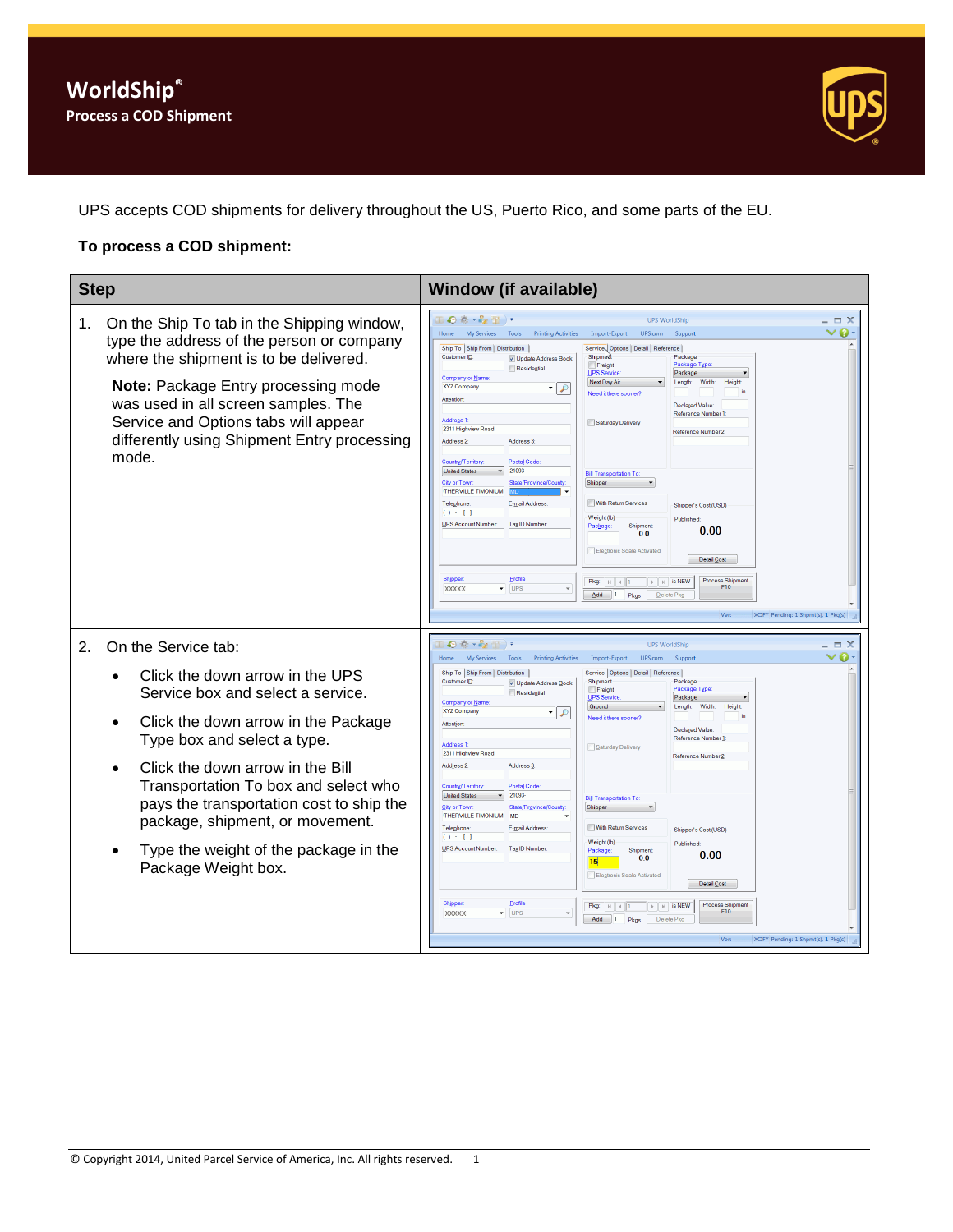# WorldShip®

## Process a COD Shipment

UPS accepts COD shipments for delivery throughout the US, Puerto Rico, and some parts of the EU.

**To process a COD shipment:**

| Step | Window (if available) |
|---|---|
| 1. On the Ship To tab in the Shipping window, type the address of the person or company where the shipment is to be delivered.<br><br>**Note:** Package Entry processing mode was used in all screen samples. The Service and Options tabs will appear differently using Shipment Entry processing mode. | |
| 2. On the Service tab:<br>• Click the down arrow in the UPS Service box and select a service.<br>• Click the down arrow in the Package Type box and select a type.<br>• Click the down arrow in the Bill Transportation To box and select who pays the transportation cost to ship the package, shipment, or movement.<br>• Type the weight of the package in the Package Weight box. | |

© Copyright 2014, United Parcel Service of America, Inc. All rights reserved.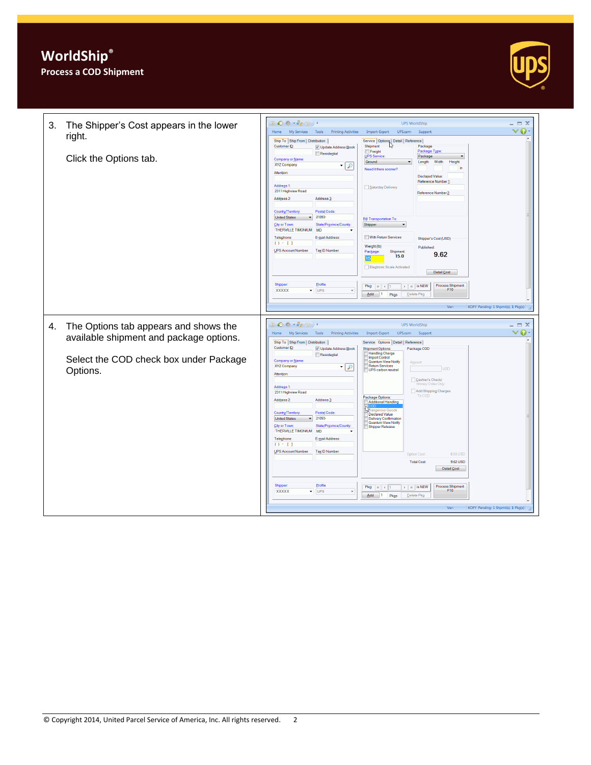# WorldShip®

## Process a COD Shipment

3. The Shipper's Cost appears in the lower right.

   Click the Options tab.

4. The Options tab appears and shows the available shipment and package options.

   Select the COD check box under Package Options.

© Copyright 2014, United Parcel Service of America, Inc. All rights reserved.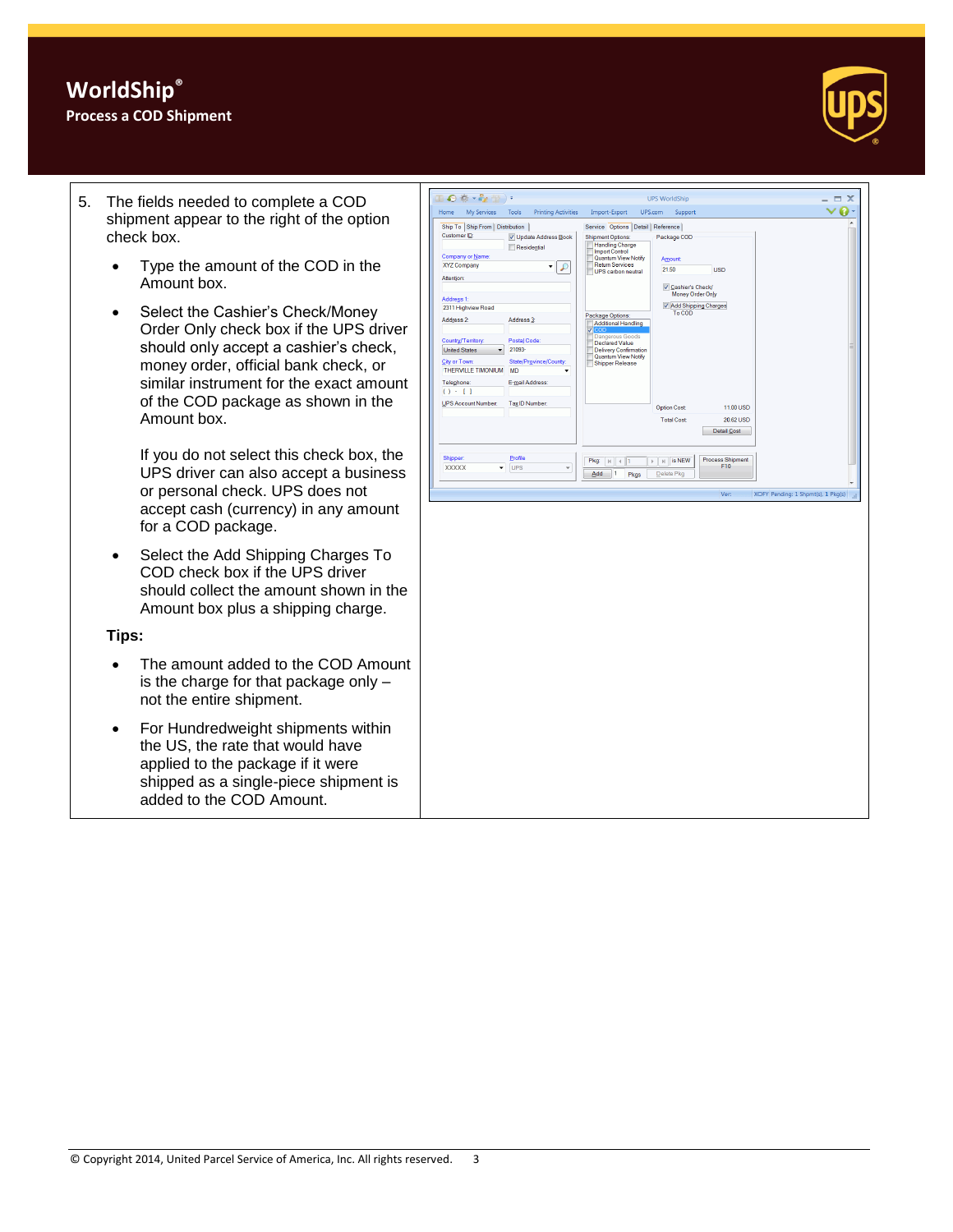# WorldShip®

## Process a COD Shipment

5. The fields needed to complete a COD shipment appear to the right of the option check box.

   - Type the amount of the COD in the Amount box.
   - Select the Cashier's Check/Money Order Only check box if the UPS driver should only accept a cashier's check, money order, official bank check, or similar instrument for the exact amount of the COD package as shown in the Amount box.

     If you do not select this check box, the UPS driver can also accept a business or personal check. UPS does not accept cash (currency) in any amount for a COD package.
   - Select the Add Shipping Charges To COD check box if the UPS driver should collect the amount shown in the Amount box plus a shipping charge.

   **Tips:**

   - The amount added to the COD Amount is the charge for that package only – not the entire shipment.
   - For Hundredweight shipments within the US, the rate that would have applied to the package if it were shipped as a single-piece shipment is added to the COD Amount.

© Copyright 2014, United Parcel Service of America, Inc. All rights reserved.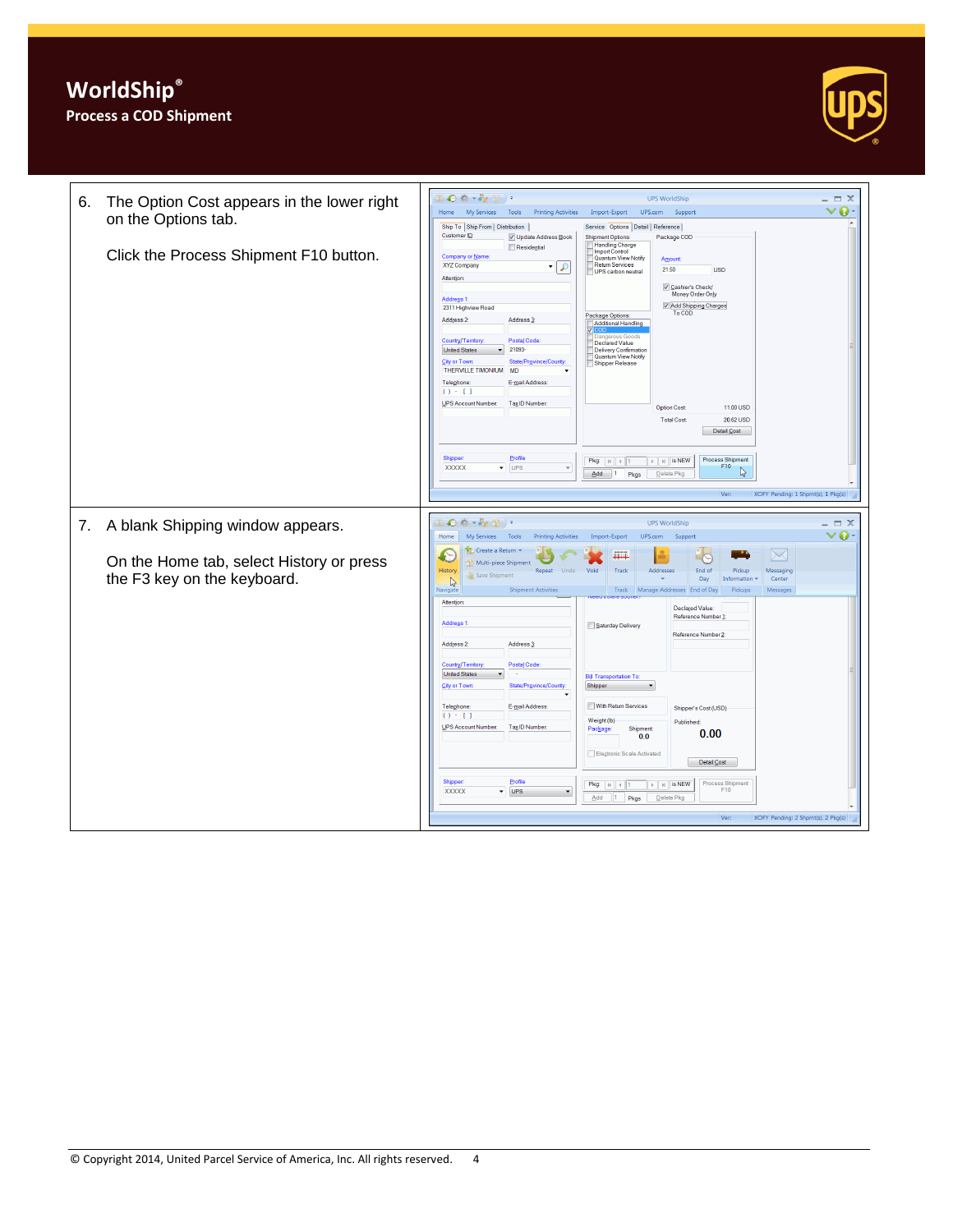# WorldShip®

## Process a COD Shipment

6. The Option Cost appears in the lower right on the Options tab.

   Click the Process Shipment F10 button.

7. A blank Shipping window appears.

   On the Home tab, select History or press the F3 key on the keyboard.

© Copyright 2014, United Parcel Service of America, Inc. All rights reserved.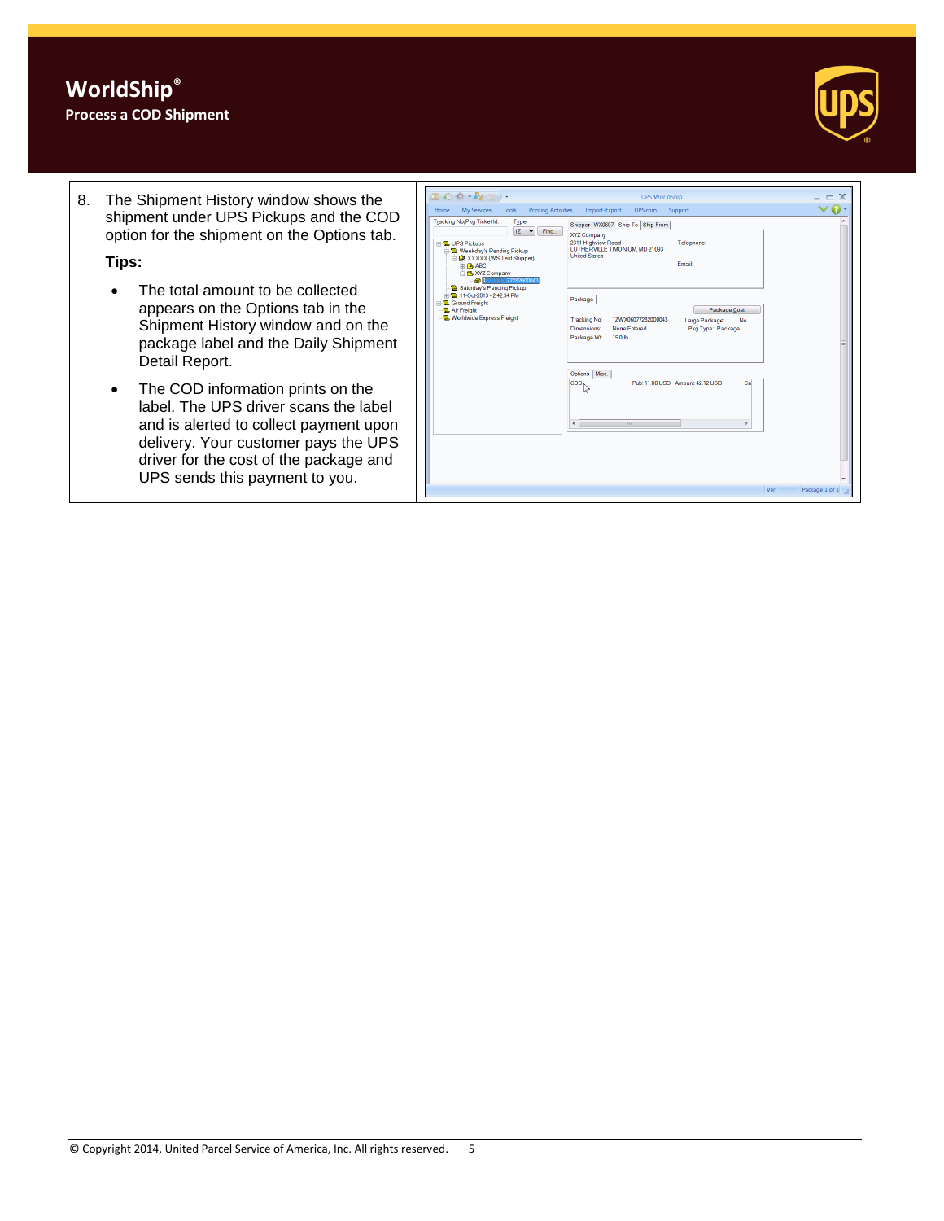8. The Shipment History window shows the shipment under UPS Pickups and the COD option for the shipment on the Options tab.

   **Tips:**

   - The total amount to be collected appears on the Options tab in the Shipment History window and on the package label and the Daily Shipment Detail Report.
   - The COD information prints on the label. The UPS driver scans the label and is alerted to collect payment upon delivery. Your customer pays the UPS driver for the cost of the package and UPS sends this payment to you.